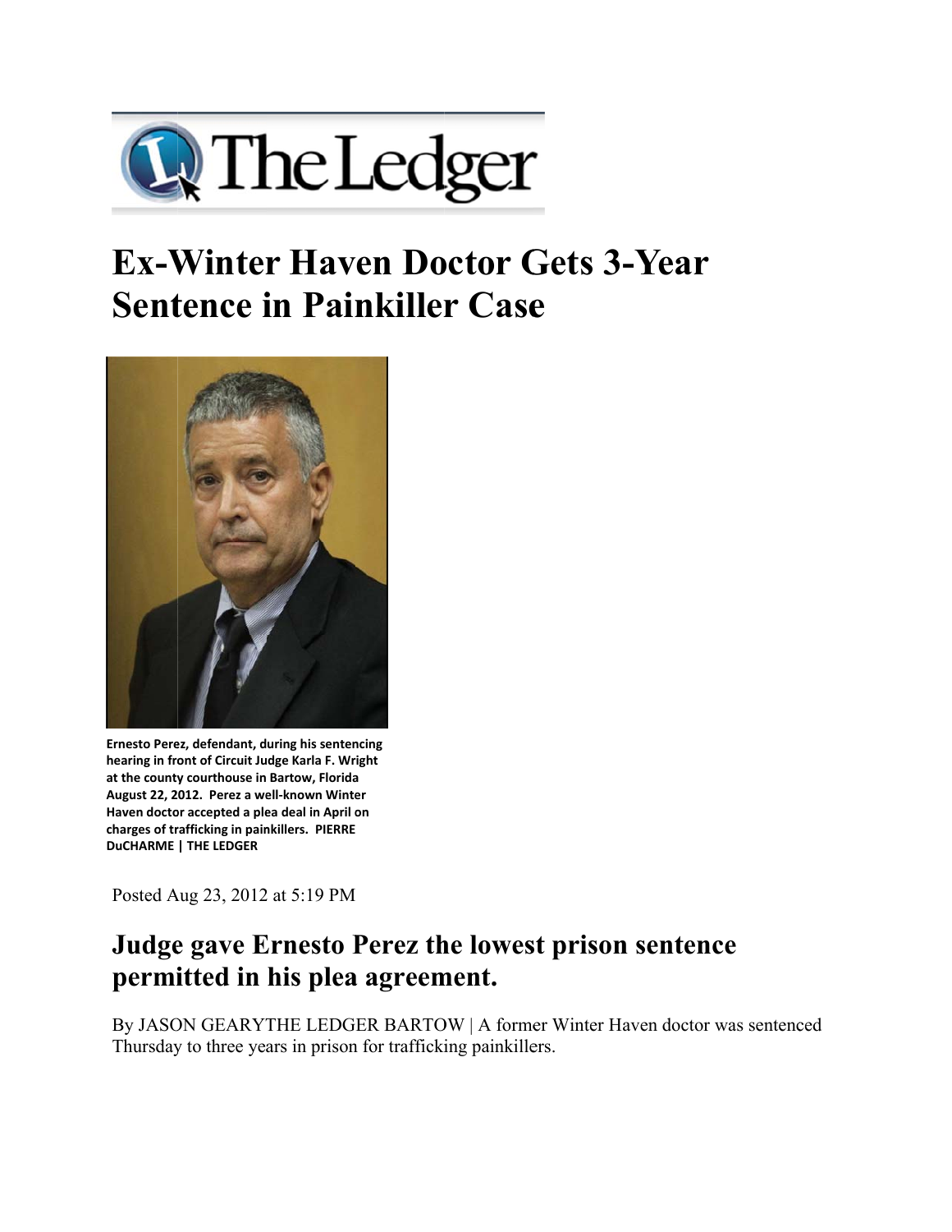The Ledger

# Ex-Winter Haven Doctor Gets 3-Year Sentence in Painkiller Case

**Ernesto Perez, defendant, during his sentencing hearing in front of Circuit Judge Karla F. Wright at the county courthouse in Bartow, Florida August 22, 2012. Perez a well-known Winter Haven doctor accepted a plea deal in April on charges of trafficking in painkillers. PIERRE DuCHARME | THE LEDGER**

Posted Aug 23, 2012 at 5:19 PM

## Judge gave Ernesto Perez the lowest prison sentence permitted in his plea agreement.

By JASON GEARYTHE LEDGER BARTOW | A former Winter Haven doctor was sentenced Thursday to three years in prison for trafficking painkillers.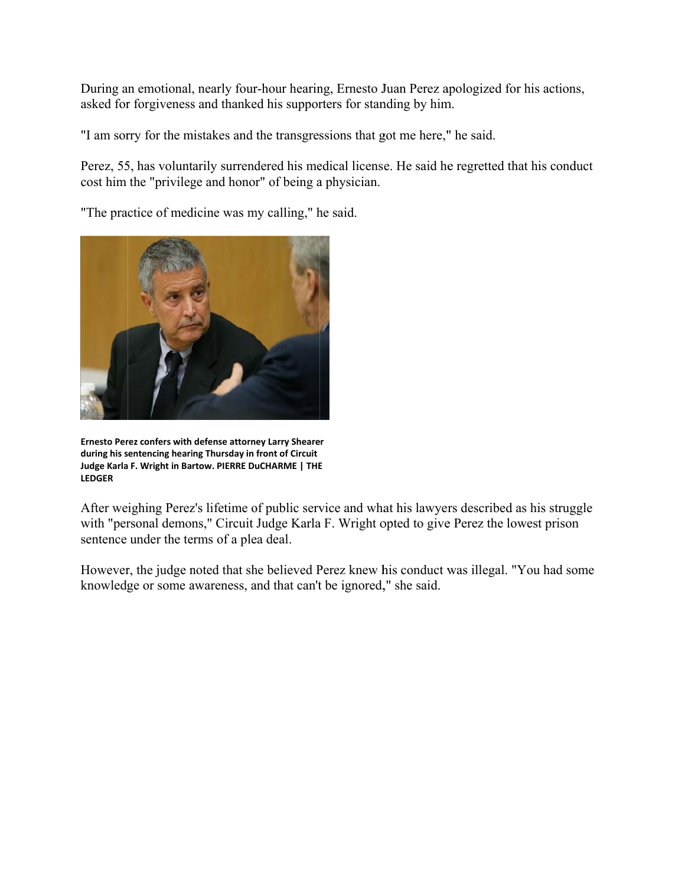During an emotional, nearly four-hour hearing, Ernesto Juan Perez apologized for his actions, asked for forgiveness and thanked his supporters for standing by him.

"I am sorry for the mistakes and the transgressions that got me here," he said.

Perez, 55, has voluntarily surrendered his medical license. He said he regretted that his conduct cost him the "privilege and honor" of being a physician.

"The practice of medicine was my calling," he said.

**Ernesto Perez confers with defense attorney Larry Shearer during his sentencing hearing Thursday in front of Circuit Judge Karla F. Wright in Bartow. PIERRE DuCHARME | THE LEDGER**

After weighing Perez's lifetime of public service and what his lawyers described as his struggle with "personal demons," Circuit Judge Karla F. Wright opted to give Perez the lowest prison sentence under the terms of a plea deal.

However, the judge noted that she believed Perez knew his conduct was illegal. "You had some knowledge or some awareness, and that can't be ignored," she said.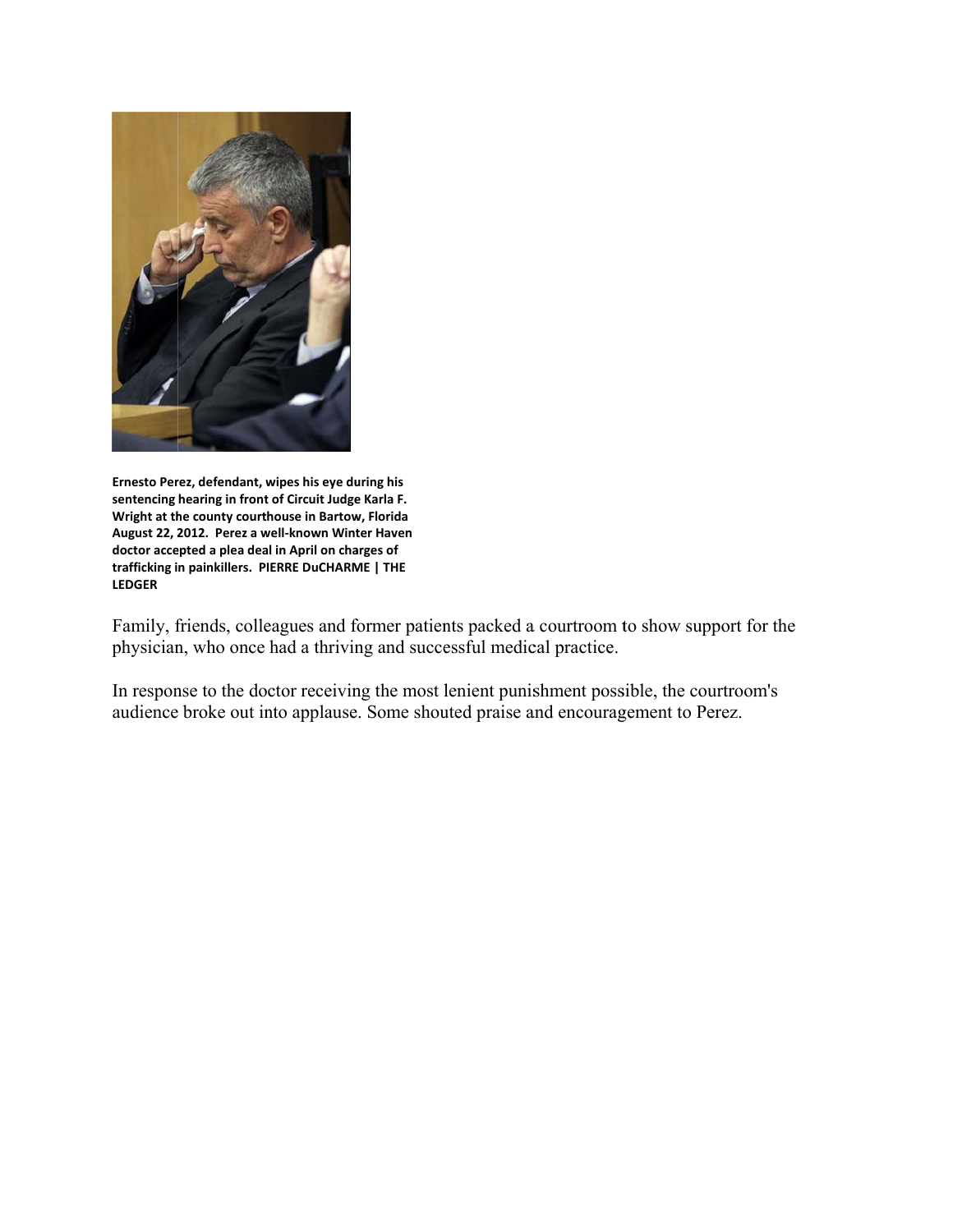**Ernesto Perez, defendant, wipes his eye during his sentencing hearing in front of Circuit Judge Karla F. Wright at the county courthouse in Bartow, Florida August 22, 2012. Perez a well-known Winter Haven doctor accepted a plea deal in April on charges of trafficking in painkillers. PIERRE DuCHARME | THE LEDGER**

Family, friends, colleagues and former patients packed a courtroom to show support for the physician, who once had a thriving and successful medical practice.

In response to the doctor receiving the most lenient punishment possible, the courtroom's audience broke out into applause. Some shouted praise and encouragement to Perez.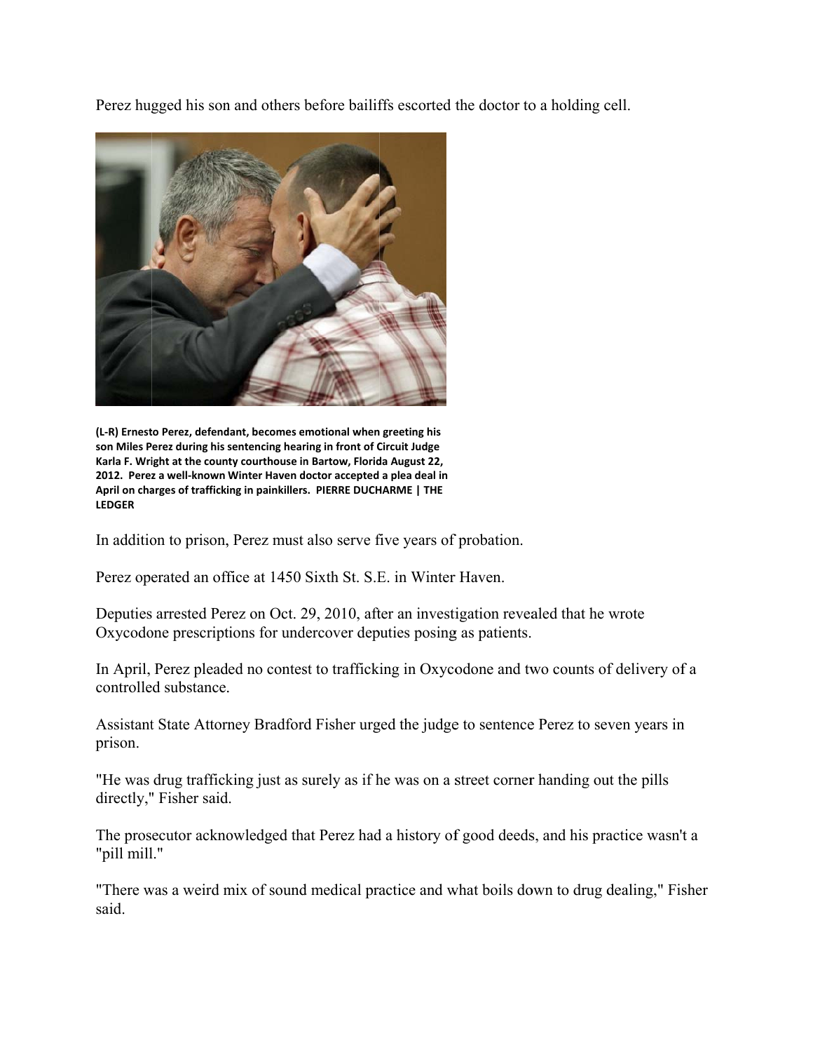Perez hugged his son and others before bailiffs escorted the doctor to a holding cell.

**(L-R) Ernesto Perez, defendant, becomes emotional when greeting his son Miles Perez during his sentencing hearing in front of Circuit Judge Karla F. Wright at the county courthouse in Bartow, Florida August 22, 2012. Perez a well-known Winter Haven doctor accepted a plea deal in April on charges of trafficking in painkillers. PIERRE DUCHARME | THE LEDGER**

In addition to prison, Perez must also serve five years of probation.

Perez operated an office at 1450 Sixth St. S.E. in Winter Haven.

Deputies arrested Perez on Oct. 29, 2010, after an investigation revealed that he wrote Oxycodone prescriptions for undercover deputies posing as patients.

In April, Perez pleaded no contest to trafficking in Oxycodone and two counts of delivery of a controlled substance.

Assistant State Attorney Bradford Fisher urged the judge to sentence Perez to seven years in prison.

"He was drug trafficking just as surely as if he was on a street corner handing out the pills directly," Fisher said.

The prosecutor acknowledged that Perez had a history of good deeds, and his practice wasn't a "pill mill."

"There was a weird mix of sound medical practice and what boils down to drug dealing," Fisher said.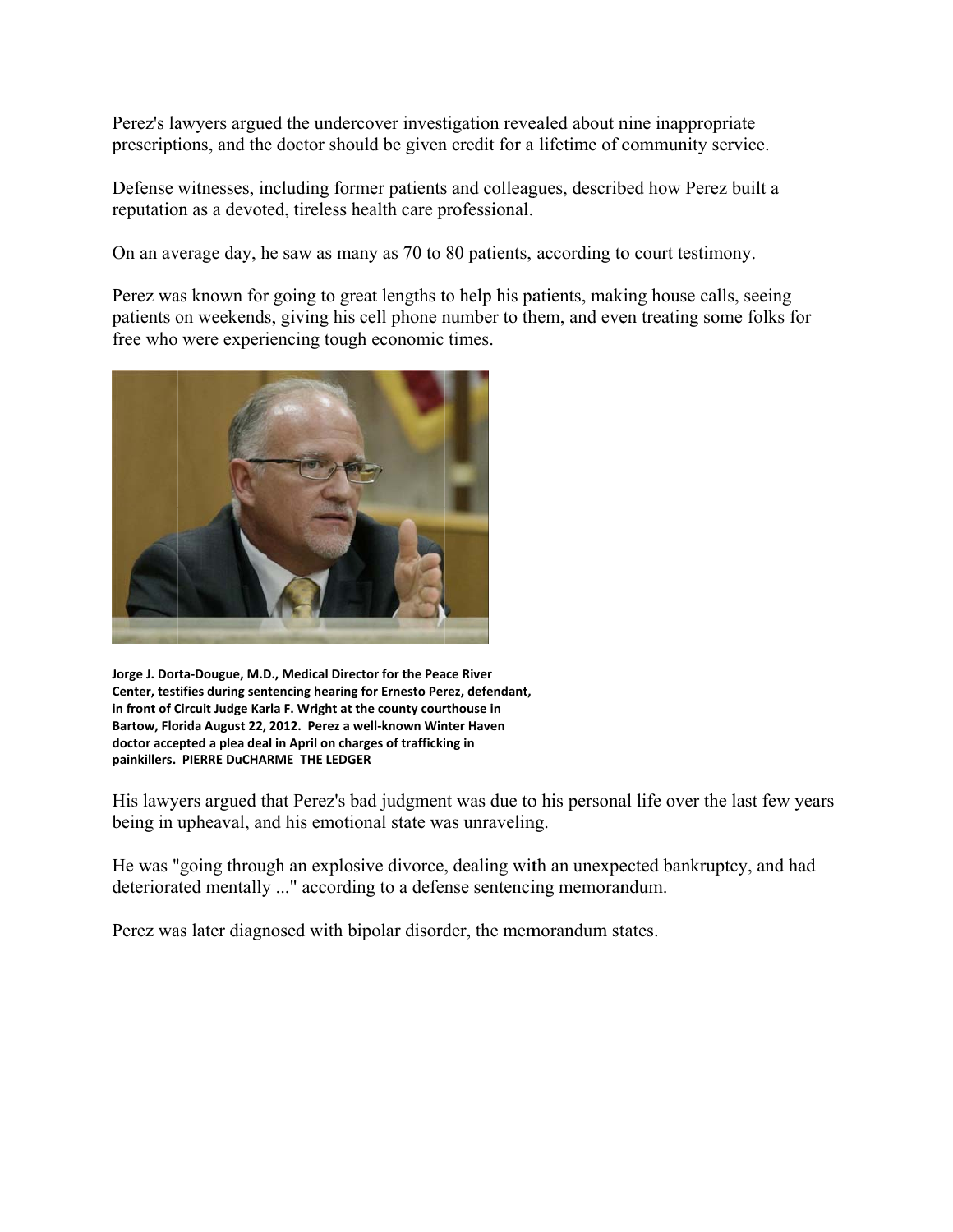Perez's lawyers argued the undercover investigation revealed about nine inappropriate prescriptions, and the doctor should be given credit for a lifetime of community service.

Defense witnesses, including former patients and colleagues, described how Perez built a reputation as a devoted, tireless health care professional.

On an average day, he saw as many as 70 to 80 patients, according to court testimony.

Perez was known for going to great lengths to help his patients, making house calls, seeing patients on weekends, giving his cell phone number to them, and even treating some folks for free who were experiencing tough economic times.

**Jorge J. Dorta-Dougue, M.D., Medical Director for the Peace River Center, testifies during sentencing hearing for Ernesto Perez, defendant, in front of Circuit Judge Karla F. Wright at the county courthouse in Bartow, Florida August 22, 2012. Perez a well-known Winter Haven doctor accepted a plea deal in April on charges of trafficking in painkillers. PIERRE DuCHARME THE LEDGER**

His lawyers argued that Perez's bad judgment was due to his personal life over the last few years being in upheaval, and his emotional state was unraveling.

He was "going through an explosive divorce, dealing with an unexpected bankruptcy, and had deteriorated mentally ..." according to a defense sentencing memorandum.

Perez was later diagnosed with bipolar disorder, the memorandum states.